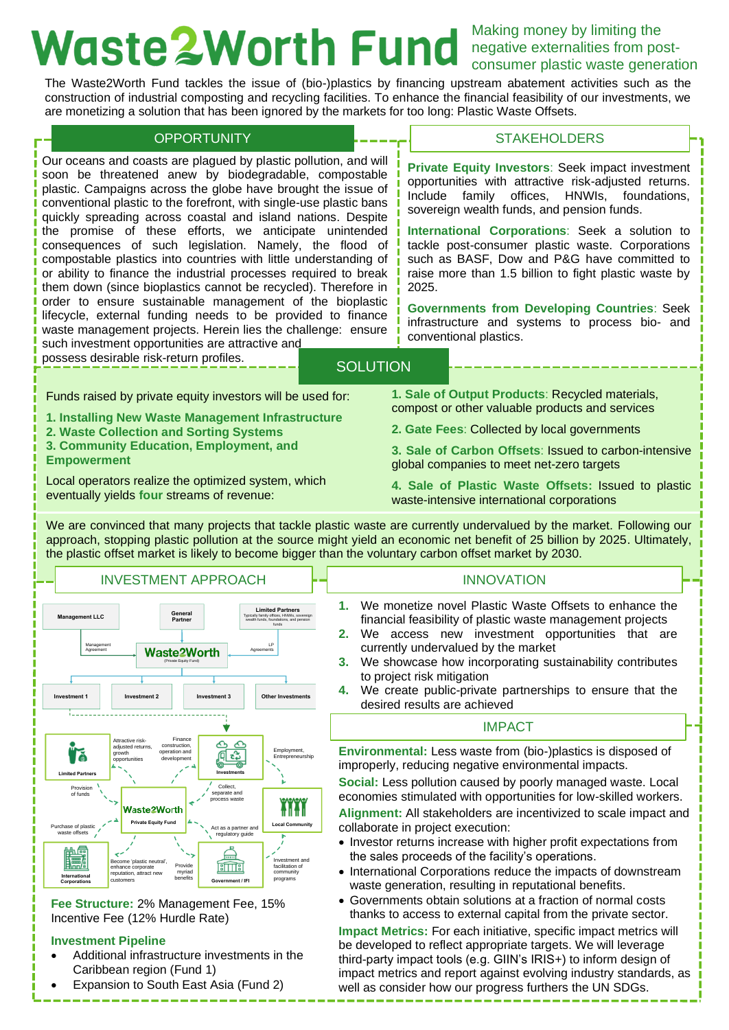# Waste2Worth Fund

Making money by limiting the negative externalities from post-consumer plastic waste generation

The Waste2Worth Fund tackles the issue of (bio-)plastics by financing upstream abatement activities such as the construction of industrial composting and recycling facilities. To enhance the financial feasibility of our investments, we are monetizing a solution that has been ignored by the markets for too long: Plastic Waste Offsets.

## OPPORTUNITY

Our oceans and coasts are plagued by plastic pollution, and will soon be threatened anew by biodegradable, compostable plastic. Campaigns across the globe have brought the issue of conventional plastic to the forefront, with single-use plastic bans quickly spreading across coastal and island nations. Despite the promise of these efforts, we anticipate unintended consequences of such legislation. Namely, the flood of compostable plastics into countries with little understanding of or ability to finance the industrial processes required to break them down (since bioplastics cannot be recycled). Therefore in order to ensure sustainable management of the bioplastic lifecycle, external funding needs to be provided to finance waste management projects. Herein lies the challenge: ensure such investment opportunities are attractive and possess desirable risk-return profiles.

## STAKEHOLDERS

**Private Equity Investors**: Seek impact investment opportunities with attractive risk-adjusted returns. Include family offices, HNWIs, foundations, sovereign wealth funds, and pension funds.

**International Corporations**: Seek a solution to tackle post-consumer plastic waste. Corporations such as BASF, Dow and P&G have committed to raise more than 1.5 billion to fight plastic waste by 2025.

**Governments from Developing Countries**: Seek infrastructure and systems to process bio- and conventional plastics.

## SOLUTION

Funds raised by private equity investors will be used for:

**1. Installing New Waste Management Infrastructure**
**2. Waste Collection and Sorting Systems**
**3. Community Education, Employment, and Empowerment**

Local operators realize the optimized system, which eventually yields **four** streams of revenue:

**1. Sale of Output Products**: Recycled materials, compost or other valuable products and services

**2. Gate Fees**: Collected by local governments

**3. Sale of Carbon Offsets**: Issued to carbon-intensive global companies to meet net-zero targets

**4. Sale of Plastic Waste Offsets:** Issued to plastic waste-intensive international corporations

We are convinced that many projects that tackle plastic waste are currently undervalued by the market. Following our approach, stopping plastic pollution at the source might yield an economic net benefit of 25 billion by 2025. Ultimately, the plastic offset market is likely to become bigger than the voluntary carbon offset market by 2030.

## INVESTMENT APPROACH

Management LLC — General Partner — Limited Partners (Typically family offices, HNWIs, sovereign wealth funds, foundations, and pension funds)

Management Agreement — Waste2Worth (Private Equity Fund) — LP Agreements

Investment 1 | Investment 2 | Investment 3 | Other Investments

- Limited Partners → Provision of funds → Waste2Worth Private Equity Fund → Attractive risk-adjusted returns, growth opportunities → Limited Partners
- Waste2Worth Private Equity Fund → Finance construction, operation and development → Investments
- Investments → Employment, Entrepreneurship → Local Community
- Local Community → Collect, separate and process waste → Investments
- International Corporations → Purchase of plastic waste offsets → Waste2Worth Private Equity Fund
- Waste2Worth Private Equity Fund → Become 'plastic neutral', enhance corporate reputation, attract new customers → International Corporations
- Government / IFI → Act as a partner and regulatory guide → Waste2Worth Private Equity Fund
- Waste2Worth Private Equity Fund → Provide myriad benefits → Government / IFI
- Government / IFI → Investment and facilitation of community programs → Local Community

**Fee Structure:** 2% Management Fee, 15% Incentive Fee (12% Hurdle Rate)

**Investment Pipeline**

- Additional infrastructure investments in the Caribbean region (Fund 1)
- Expansion to South East Asia (Fund 2)

## INNOVATION

1. We monetize novel Plastic Waste Offsets to enhance the financial feasibility of plastic waste management projects
2. We access new investment opportunities that are currently undervalued by the market
3. We showcase how incorporating sustainability contributes to project risk mitigation
4. We create public-private partnerships to ensure that the desired results are achieved

## IMPACT

**Environmental:** Less waste from (bio-)plastics is disposed of improperly, reducing negative environmental impacts.

**Social:** Less pollution caused by poorly managed waste. Local economies stimulated with opportunities for low-skilled workers.

**Alignment:** All stakeholders are incentivized to scale impact and collaborate in project execution:

- Investor returns increase with higher profit expectations from the sales proceeds of the facility's operations.
- International Corporations reduce the impacts of downstream waste generation, resulting in reputational benefits.
- Governments obtain solutions at a fraction of normal costs thanks to access to external capital from the private sector.

**Impact Metrics:** For each initiative, specific impact metrics will be developed to reflect appropriate targets. We will leverage third-party impact tools (e.g. GIIN's IRIS+) to inform design of impact metrics and report against evolving industry standards, as well as consider how our progress furthers the UN SDGs.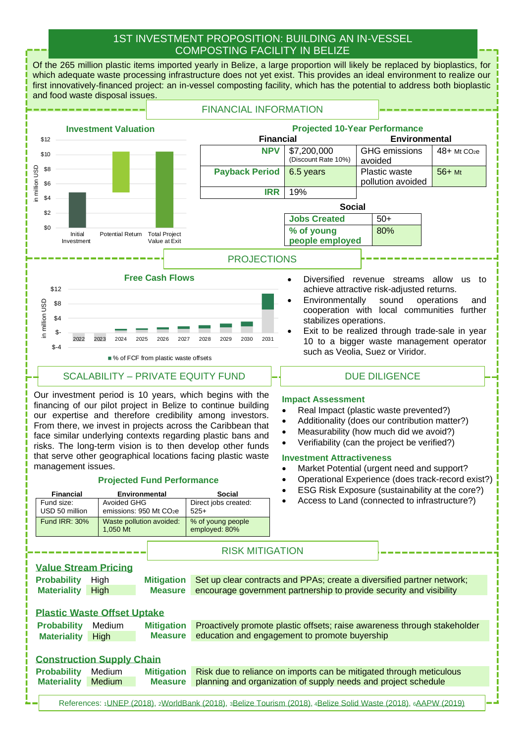# 1ST INVESTMENT PROPOSITION: BUILDING AN IN-VESSEL COMPOSTING FACILITY IN BELIZE

Of the 265 million plastic items imported yearly in Belize, a large proportion will likely be replaced by bioplastics, for which adequate waste processing infrastructure does not yet exist. This provides an ideal environment to realize our first innovatively-financed project: an in-vessel composting facility, which has the potential to address both bioplastic and food waste disposal issues.

## FINANCIAL INFORMATION

**Investment Valuation**

$12
$10
$8
$6
$4
$2
$0
in million USD
Initial Investment
Potential Return
Total Project Value at Exit

**Projected 10-Year Performance**

| Financial | | Environmental | |
|---|---|---|---|
| **NPV** | $7,200,000 (Discount Rate 10%) | GHG emissions avoided | 48+ Mt $CO_2e$ |
| **Payback Period** | 6.5 years | Plastic waste pollution avoided | 56+ Mt |
| **IRR** | 19% | | |

**Social**

| | |
|---|---|
| **Jobs Created** | 50+ |
| **% of young people employed** | 80% |

## PROJECTIONS

**Free Cash Flows**

$12
$8
$4
$-
$-4
in million USD
2022 2023 2024 2025 2026 2027 2028 2029 2030 2031
% of FCF from plastic waste offsets

- Diversified revenue streams allow us to achieve attractive risk-adjusted returns.
- Environmentally sound operations and cooperation with local communities further stabilizes operations.
- Exit to be realized through trade-sale in year 10 to a bigger waste management operator such as Veolia, Suez or Viridor.

## SCALABILITY – PRIVATE EQUITY FUND

Our investment period is 10 years, which begins with the financing of our pilot project in Belize to continue building our expertise and therefore credibility among investors. From there, we invest in projects across the Caribbean that face similar underlying contexts regarding plastic bans and risks. The long-term vision is to then develop other funds that serve other geographical locations facing plastic waste management issues.

**Projected Fund Performance**

| Financial | Environmental | Social |
|---|---|---|
| Fund size: USD 50 million | Avoided GHG emissions: 950 Mt $CO_2e$ | Direct jobs created: 525+ |
| Fund IRR: 30% | Waste pollution avoided: 1,050 Mt | % of young people employed: 80% |

## DUE DILIGENCE

**Impact Assessment**

- Real Impact (plastic waste prevented?)
- Additionality (does our contribution matter?)
- Measurability (how much did we avoid?)
- Verifiability (can the project be verified?)

**Investment Attractiveness**

- Market Potential (urgent need and support?
- Operational Experience (does track-record exist?)
- ESG Risk Exposure (sustainability at the core?)
- Access to Land (connected to infrastructure?)

## RISK MITIGATION

### Value Stream Pricing

**Probability** High
**Materiality** High
**Mitigation Measure** Set up clear contracts and PPAs; create a diversified partner network; encourage government partnership to provide security and visibility

### Plastic Waste Offset Uptake

**Probability** Medium
**Materiality** High
**Mitigation Measure** Proactively promote plastic offsets; raise awareness through stakeholder education and engagement to promote buyership

### Construction Supply Chain

**Probability** Medium
**Materiality** Medium
**Mitigation Measure** Risk due to reliance on imports can be mitigated through meticulous planning and organization of supply needs and project schedule

References: [1]UNEP (2018), [2]WorldBank (2018), [3]Belize Tourism (2018), [4]Belize Solid Waste (2018), [6]AAPW (2019)